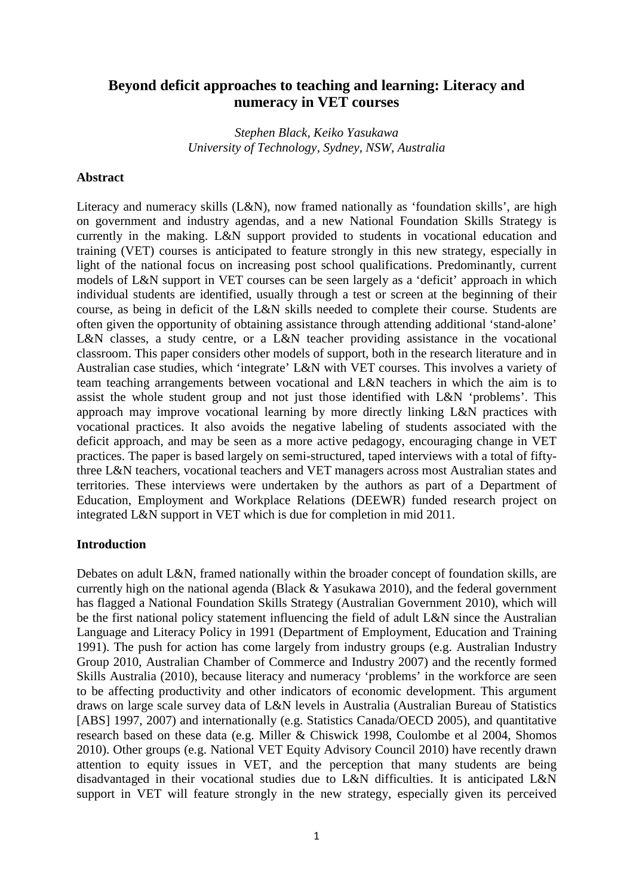# Beyond deficit approaches to teaching and learning: Literacy and numeracy in VET courses

*Stephen Black, Keiko Yasukawa*
*University of Technology, Sydney, NSW, Australia*

## Abstract

Literacy and numeracy skills (L&N), now framed nationally as 'foundation skills', are high on government and industry agendas, and a new National Foundation Skills Strategy is currently in the making. L&N support provided to students in vocational education and training (VET) courses is anticipated to feature strongly in this new strategy, especially in light of the national focus on increasing post school qualifications. Predominantly, current models of L&N support in VET courses can be seen largely as a 'deficit' approach in which individual students are identified, usually through a test or screen at the beginning of their course, as being in deficit of the L&N skills needed to complete their course. Students are often given the opportunity of obtaining assistance through attending additional 'stand-alone' L&N classes, a study centre, or a L&N teacher providing assistance in the vocational classroom. This paper considers other models of support, both in the research literature and in Australian case studies, which 'integrate' L&N with VET courses. This involves a variety of team teaching arrangements between vocational and L&N teachers in which the aim is to assist the whole student group and not just those identified with L&N 'problems'. This approach may improve vocational learning by more directly linking L&N practices with vocational practices. It also avoids the negative labeling of students associated with the deficit approach, and may be seen as a more active pedagogy, encouraging change in VET practices. The paper is based largely on semi-structured, taped interviews with a total of fifty-three L&N teachers, vocational teachers and VET managers across most Australian states and territories. These interviews were undertaken by the authors as part of a Department of Education, Employment and Workplace Relations (DEEWR) funded research project on integrated L&N support in VET which is due for completion in mid 2011.

## Introduction

Debates on adult L&N, framed nationally within the broader concept of foundation skills, are currently high on the national agenda (Black & Yasukawa 2010), and the federal government has flagged a National Foundation Skills Strategy (Australian Government 2010), which will be the first national policy statement influencing the field of adult L&N since the Australian Language and Literacy Policy in 1991 (Department of Employment, Education and Training 1991). The push for action has come largely from industry groups (e.g. Australian Industry Group 2010, Australian Chamber of Commerce and Industry 2007) and the recently formed Skills Australia (2010), because literacy and numeracy 'problems' in the workforce are seen to be affecting productivity and other indicators of economic development. This argument draws on large scale survey data of L&N levels in Australia (Australian Bureau of Statistics [ABS] 1997, 2007) and internationally (e.g. Statistics Canada/OECD 2005), and quantitative research based on these data (e.g. Miller & Chiswick 1998, Coulombe et al 2004, Shomos 2010). Other groups (e.g. National VET Equity Advisory Council 2010) have recently drawn attention to equity issues in VET, and the perception that many students are being disadvantaged in their vocational studies due to L&N difficulties. It is anticipated L&N support in VET will feature strongly in the new strategy, especially given its perceived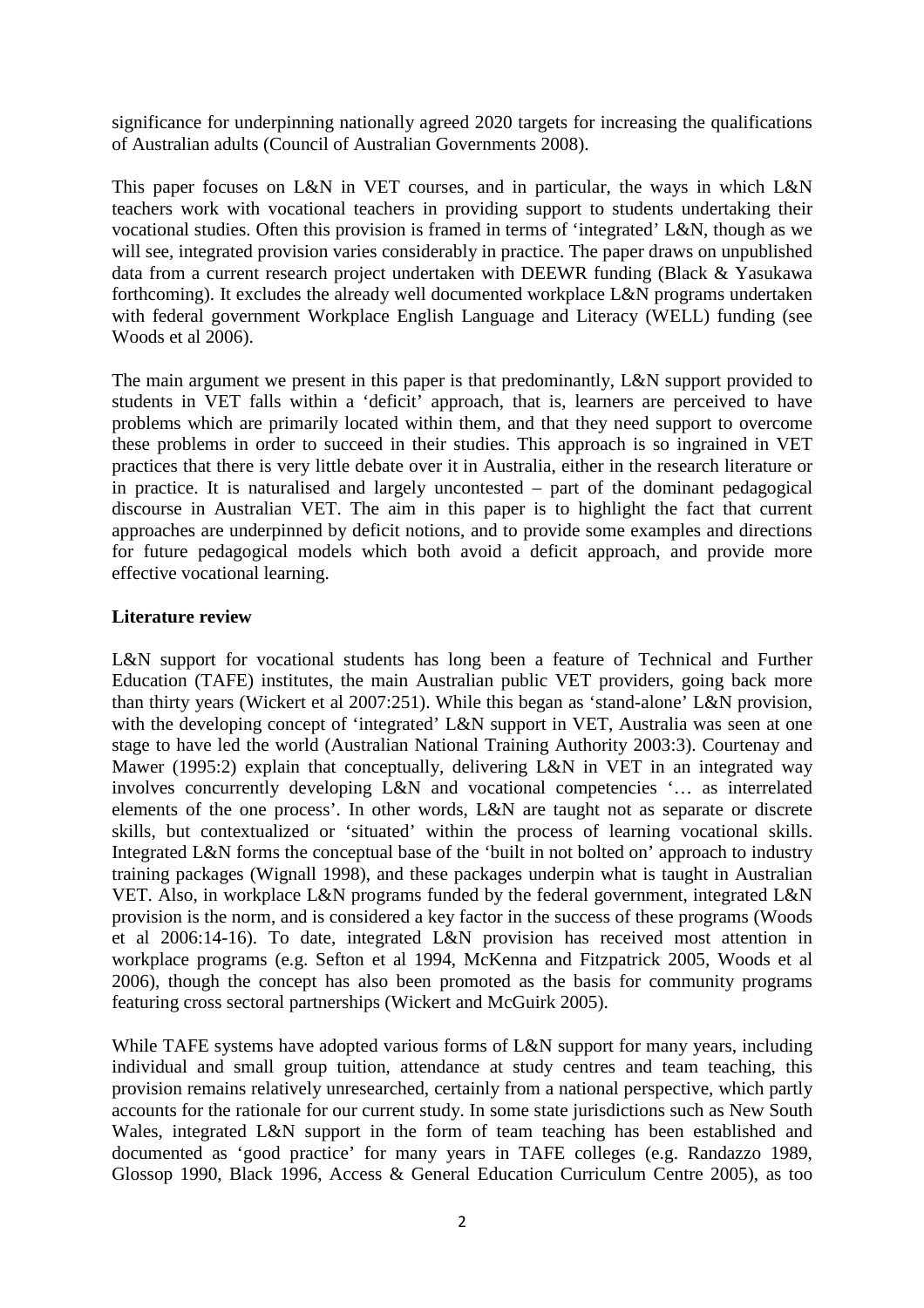significance for underpinning nationally agreed 2020 targets for increasing the qualifications of Australian adults (Council of Australian Governments 2008).

This paper focuses on L&N in VET courses, and in particular, the ways in which L&N teachers work with vocational teachers in providing support to students undertaking their vocational studies. Often this provision is framed in terms of 'integrated' L&N, though as we will see, integrated provision varies considerably in practice. The paper draws on unpublished data from a current research project undertaken with DEEWR funding (Black & Yasukawa forthcoming). It excludes the already well documented workplace L&N programs undertaken with federal government Workplace English Language and Literacy (WELL) funding (see Woods et al 2006).

The main argument we present in this paper is that predominantly, L&N support provided to students in VET falls within a 'deficit' approach, that is, learners are perceived to have problems which are primarily located within them, and that they need support to overcome these problems in order to succeed in their studies. This approach is so ingrained in VET practices that there is very little debate over it in Australia, either in the research literature or in practice. It is naturalised and largely uncontested – part of the dominant pedagogical discourse in Australian VET. The aim in this paper is to highlight the fact that current approaches are underpinned by deficit notions, and to provide some examples and directions for future pedagogical models which both avoid a deficit approach, and provide more effective vocational learning.

## Literature review

L&N support for vocational students has long been a feature of Technical and Further Education (TAFE) institutes, the main Australian public VET providers, going back more than thirty years (Wickert et al 2007:251). While this began as 'stand-alone' L&N provision, with the developing concept of 'integrated' L&N support in VET, Australia was seen at one stage to have led the world (Australian National Training Authority 2003:3). Courtenay and Mawer (1995:2) explain that conceptually, delivering L&N in VET in an integrated way involves concurrently developing L&N and vocational competencies '… as interrelated elements of the one process'. In other words, L&N are taught not as separate or discrete skills, but contextualized or 'situated' within the process of learning vocational skills. Integrated L&N forms the conceptual base of the 'built in not bolted on' approach to industry training packages (Wignall 1998), and these packages underpin what is taught in Australian VET. Also, in workplace L&N programs funded by the federal government, integrated L&N provision is the norm, and is considered a key factor in the success of these programs (Woods et al 2006:14-16). To date, integrated L&N provision has received most attention in workplace programs (e.g. Sefton et al 1994, McKenna and Fitzpatrick 2005, Woods et al 2006), though the concept has also been promoted as the basis for community programs featuring cross sectoral partnerships (Wickert and McGuirk 2005).

While TAFE systems have adopted various forms of L&N support for many years, including individual and small group tuition, attendance at study centres and team teaching, this provision remains relatively unresearched, certainly from a national perspective, which partly accounts for the rationale for our current study. In some state jurisdictions such as New South Wales, integrated L&N support in the form of team teaching has been established and documented as 'good practice' for many years in TAFE colleges (e.g. Randazzo 1989, Glossop 1990, Black 1996, Access & General Education Curriculum Centre 2005), as too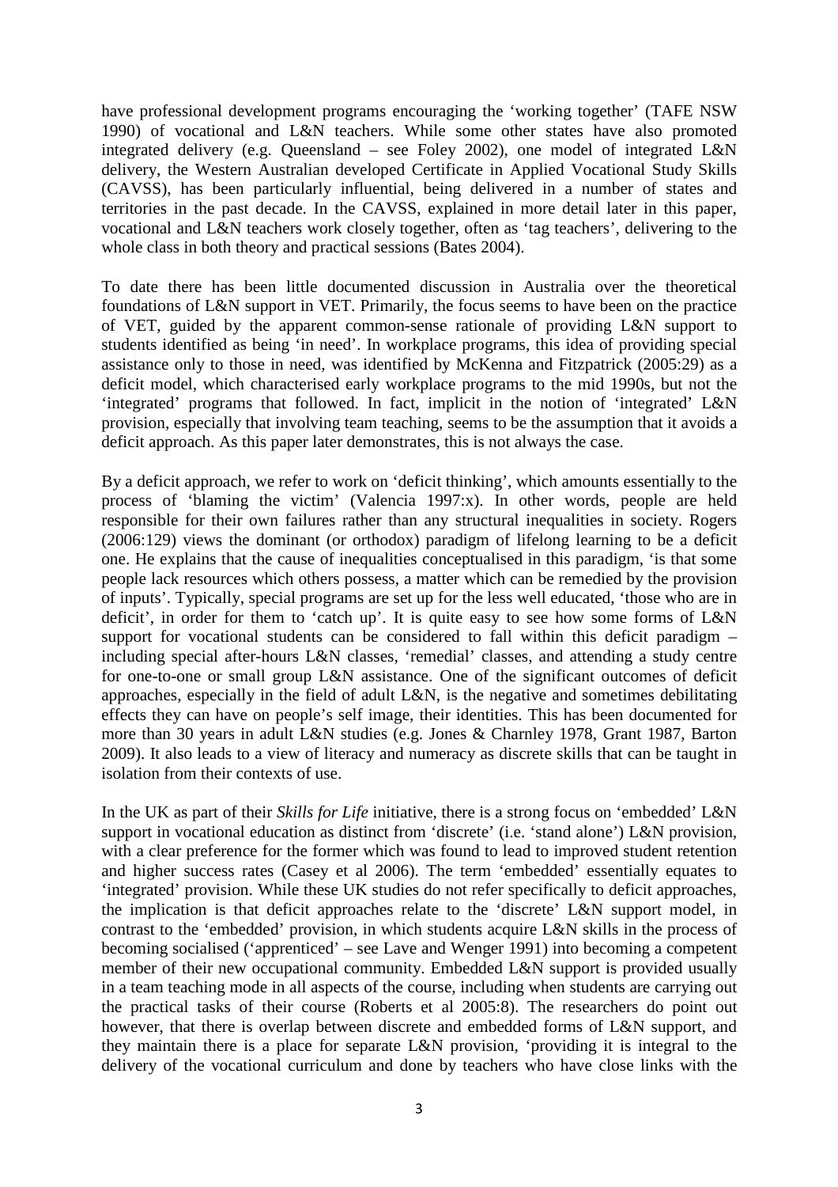have professional development programs encouraging the 'working together' (TAFE NSW 1990) of vocational and L&N teachers. While some other states have also promoted integrated delivery (e.g. Queensland – see Foley 2002), one model of integrated L&N delivery, the Western Australian developed Certificate in Applied Vocational Study Skills (CAVSS), has been particularly influential, being delivered in a number of states and territories in the past decade. In the CAVSS, explained in more detail later in this paper, vocational and L&N teachers work closely together, often as 'tag teachers', delivering to the whole class in both theory and practical sessions (Bates 2004).

To date there has been little documented discussion in Australia over the theoretical foundations of L&N support in VET. Primarily, the focus seems to have been on the practice of VET, guided by the apparent common-sense rationale of providing L&N support to students identified as being 'in need'. In workplace programs, this idea of providing special assistance only to those in need, was identified by McKenna and Fitzpatrick (2005:29) as a deficit model, which characterised early workplace programs to the mid 1990s, but not the 'integrated' programs that followed. In fact, implicit in the notion of 'integrated' L&N provision, especially that involving team teaching, seems to be the assumption that it avoids a deficit approach. As this paper later demonstrates, this is not always the case.

By a deficit approach, we refer to work on 'deficit thinking', which amounts essentially to the process of 'blaming the victim' (Valencia 1997:x). In other words, people are held responsible for their own failures rather than any structural inequalities in society. Rogers (2006:129) views the dominant (or orthodox) paradigm of lifelong learning to be a deficit one. He explains that the cause of inequalities conceptualised in this paradigm, 'is that some people lack resources which others possess, a matter which can be remedied by the provision of inputs'. Typically, special programs are set up for the less well educated, 'those who are in deficit', in order for them to 'catch up'. It is quite easy to see how some forms of L&N support for vocational students can be considered to fall within this deficit paradigm – including special after-hours L&N classes, 'remedial' classes, and attending a study centre for one-to-one or small group L&N assistance. One of the significant outcomes of deficit approaches, especially in the field of adult L&N, is the negative and sometimes debilitating effects they can have on people's self image, their identities. This has been documented for more than 30 years in adult L&N studies (e.g. Jones & Charnley 1978, Grant 1987, Barton 2009). It also leads to a view of literacy and numeracy as discrete skills that can be taught in isolation from their contexts of use.

In the UK as part of their *Skills for Life* initiative, there is a strong focus on 'embedded' L&N support in vocational education as distinct from 'discrete' (i.e. 'stand alone') L&N provision, with a clear preference for the former which was found to lead to improved student retention and higher success rates (Casey et al 2006). The term 'embedded' essentially equates to 'integrated' provision. While these UK studies do not refer specifically to deficit approaches, the implication is that deficit approaches relate to the 'discrete' L&N support model, in contrast to the 'embedded' provision, in which students acquire L&N skills in the process of becoming socialised ('apprenticed' – see Lave and Wenger 1991) into becoming a competent member of their new occupational community. Embedded L&N support is provided usually in a team teaching mode in all aspects of the course, including when students are carrying out the practical tasks of their course (Roberts et al 2005:8). The researchers do point out however, that there is overlap between discrete and embedded forms of L&N support, and they maintain there is a place for separate L&N provision, 'providing it is integral to the delivery of the vocational curriculum and done by teachers who have close links with the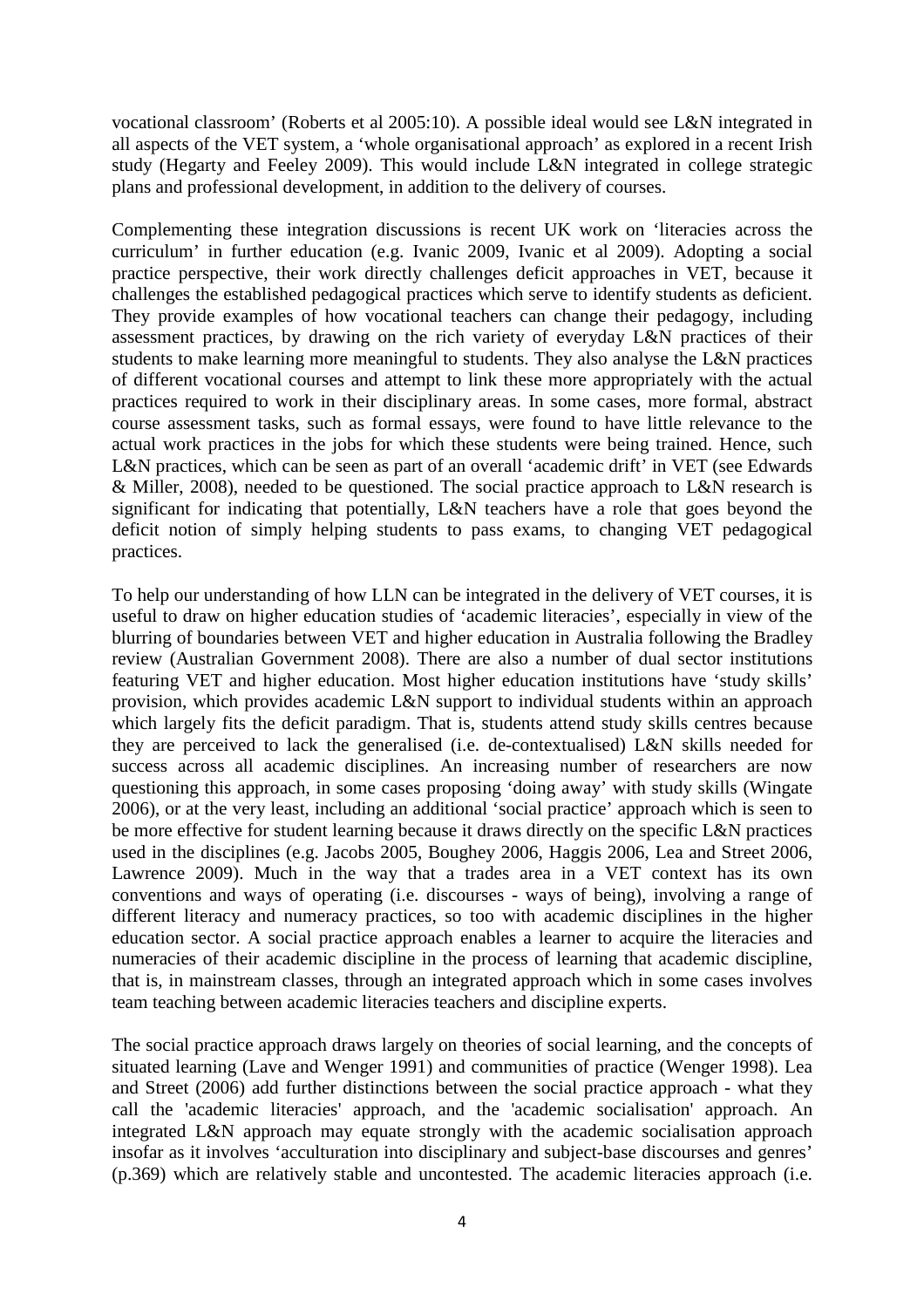vocational classroom' (Roberts et al 2005:10). A possible ideal would see L&N integrated in all aspects of the VET system, a 'whole organisational approach' as explored in a recent Irish study (Hegarty and Feeley 2009). This would include L&N integrated in college strategic plans and professional development, in addition to the delivery of courses.

Complementing these integration discussions is recent UK work on 'literacies across the curriculum' in further education (e.g. Ivanic 2009, Ivanic et al 2009). Adopting a social practice perspective, their work directly challenges deficit approaches in VET, because it challenges the established pedagogical practices which serve to identify students as deficient. They provide examples of how vocational teachers can change their pedagogy, including assessment practices, by drawing on the rich variety of everyday L&N practices of their students to make learning more meaningful to students. They also analyse the L&N practices of different vocational courses and attempt to link these more appropriately with the actual practices required to work in their disciplinary areas. In some cases, more formal, abstract course assessment tasks, such as formal essays, were found to have little relevance to the actual work practices in the jobs for which these students were being trained. Hence, such L&N practices, which can be seen as part of an overall 'academic drift' in VET (see Edwards & Miller, 2008), needed to be questioned. The social practice approach to L&N research is significant for indicating that potentially, L&N teachers have a role that goes beyond the deficit notion of simply helping students to pass exams, to changing VET pedagogical practices.

To help our understanding of how LLN can be integrated in the delivery of VET courses, it is useful to draw on higher education studies of 'academic literacies', especially in view of the blurring of boundaries between VET and higher education in Australia following the Bradley review (Australian Government 2008). There are also a number of dual sector institutions featuring VET and higher education. Most higher education institutions have 'study skills' provision, which provides academic L&N support to individual students within an approach which largely fits the deficit paradigm. That is, students attend study skills centres because they are perceived to lack the generalised (i.e. de-contextualised) L&N skills needed for success across all academic disciplines. An increasing number of researchers are now questioning this approach, in some cases proposing 'doing away' with study skills (Wingate 2006), or at the very least, including an additional 'social practice' approach which is seen to be more effective for student learning because it draws directly on the specific L&N practices used in the disciplines (e.g. Jacobs 2005, Boughey 2006, Haggis 2006, Lea and Street 2006, Lawrence 2009). Much in the way that a trades area in a VET context has its own conventions and ways of operating (i.e. discourses - ways of being), involving a range of different literacy and numeracy practices, so too with academic disciplines in the higher education sector. A social practice approach enables a learner to acquire the literacies and numeracies of their academic discipline in the process of learning that academic discipline, that is, in mainstream classes, through an integrated approach which in some cases involves team teaching between academic literacies teachers and discipline experts.

The social practice approach draws largely on theories of social learning, and the concepts of situated learning (Lave and Wenger 1991) and communities of practice (Wenger 1998). Lea and Street (2006) add further distinctions between the social practice approach - what they call the 'academic literacies' approach, and the 'academic socialisation' approach. An integrated L&N approach may equate strongly with the academic socialisation approach insofar as it involves 'acculturation into disciplinary and subject-base discourses and genres' (p.369) which are relatively stable and uncontested. The academic literacies approach (i.e.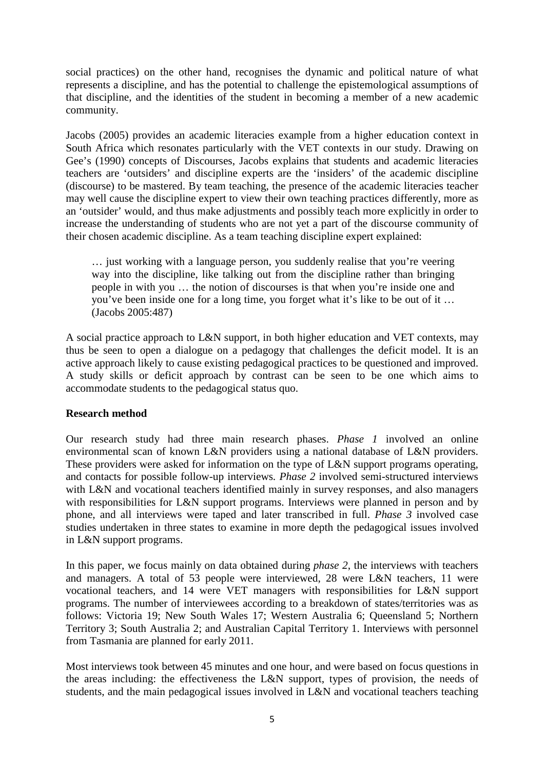social practices) on the other hand, recognises the dynamic and political nature of what represents a discipline, and has the potential to challenge the epistemological assumptions of that discipline, and the identities of the student in becoming a member of a new academic community.

Jacobs (2005) provides an academic literacies example from a higher education context in South Africa which resonates particularly with the VET contexts in our study. Drawing on Gee's (1990) concepts of Discourses, Jacobs explains that students and academic literacies teachers are 'outsiders' and discipline experts are the 'insiders' of the academic discipline (discourse) to be mastered. By team teaching, the presence of the academic literacies teacher may well cause the discipline expert to view their own teaching practices differently, more as an 'outsider' would, and thus make adjustments and possibly teach more explicitly in order to increase the understanding of students who are not yet a part of the discourse community of their chosen academic discipline. As a team teaching discipline expert explained:

> … just working with a language person, you suddenly realise that you're veering way into the discipline, like talking out from the discipline rather than bringing people in with you … the notion of discourses is that when you're inside one and you've been inside one for a long time, you forget what it's like to be out of it … (Jacobs 2005:487)

A social practice approach to L&N support, in both higher education and VET contexts, may thus be seen to open a dialogue on a pedagogy that challenges the deficit model. It is an active approach likely to cause existing pedagogical practices to be questioned and improved. A study skills or deficit approach by contrast can be seen to be one which aims to accommodate students to the pedagogical status quo.

**Research method**

Our research study had three main research phases. *Phase 1* involved an online environmental scan of known L&N providers using a national database of L&N providers. These providers were asked for information on the type of L&N support programs operating, and contacts for possible follow-up interviews. *Phase 2* involved semi-structured interviews with L&N and vocational teachers identified mainly in survey responses, and also managers with responsibilities for L&N support programs. Interviews were planned in person and by phone, and all interviews were taped and later transcribed in full. *Phase 3* involved case studies undertaken in three states to examine in more depth the pedagogical issues involved in L&N support programs.

In this paper, we focus mainly on data obtained during *phase 2*, the interviews with teachers and managers. A total of 53 people were interviewed, 28 were L&N teachers, 11 were vocational teachers, and 14 were VET managers with responsibilities for L&N support programs. The number of interviewees according to a breakdown of states/territories was as follows: Victoria 19; New South Wales 17; Western Australia 6; Queensland 5; Northern Territory 3; South Australia 2; and Australian Capital Territory 1. Interviews with personnel from Tasmania are planned for early 2011.

Most interviews took between 45 minutes and one hour, and were based on focus questions in the areas including: the effectiveness the L&N support, types of provision, the needs of students, and the main pedagogical issues involved in L&N and vocational teachers teaching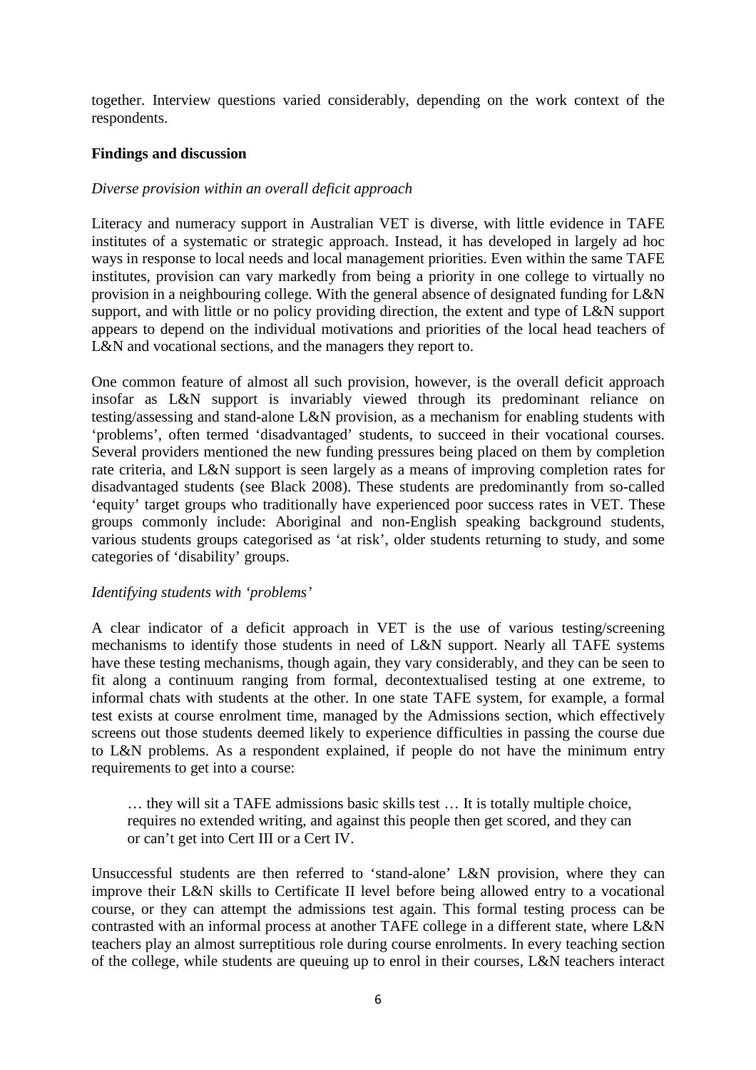together. Interview questions varied considerably, depending on the work context of the respondents.

**Findings and discussion**

*Diverse provision within an overall deficit approach*

Literacy and numeracy support in Australian VET is diverse, with little evidence in TAFE institutes of a systematic or strategic approach. Instead, it has developed in largely ad hoc ways in response to local needs and local management priorities. Even within the same TAFE institutes, provision can vary markedly from being a priority in one college to virtually no provision in a neighbouring college. With the general absence of designated funding for L&N support, and with little or no policy providing direction, the extent and type of L&N support appears to depend on the individual motivations and priorities of the local head teachers of L&N and vocational sections, and the managers they report to.

One common feature of almost all such provision, however, is the overall deficit approach insofar as L&N support is invariably viewed through its predominant reliance on testing/assessing and stand-alone L&N provision, as a mechanism for enabling students with 'problems', often termed 'disadvantaged' students, to succeed in their vocational courses. Several providers mentioned the new funding pressures being placed on them by completion rate criteria, and L&N support is seen largely as a means of improving completion rates for disadvantaged students (see Black 2008). These students are predominantly from so-called 'equity' target groups who traditionally have experienced poor success rates in VET. These groups commonly include: Aboriginal and non-English speaking background students, various students groups categorised as 'at risk', older students returning to study, and some categories of 'disability' groups.

*Identifying students with 'problems'*

A clear indicator of a deficit approach in VET is the use of various testing/screening mechanisms to identify those students in need of L&N support. Nearly all TAFE systems have these testing mechanisms, though again, they vary considerably, and they can be seen to fit along a continuum ranging from formal, decontextualised testing at one extreme, to informal chats with students at the other. In one state TAFE system, for example, a formal test exists at course enrolment time, managed by the Admissions section, which effectively screens out those students deemed likely to experience difficulties in passing the course due to L&N problems. As a respondent explained, if people do not have the minimum entry requirements to get into a course:

> … they will sit a TAFE admissions basic skills test … It is totally multiple choice, requires no extended writing, and against this people then get scored, and they can or can't get into Cert III or a Cert IV.

Unsuccessful students are then referred to 'stand-alone' L&N provision, where they can improve their L&N skills to Certificate II level before being allowed entry to a vocational course, or they can attempt the admissions test again. This formal testing process can be contrasted with an informal process at another TAFE college in a different state, where L&N teachers play an almost surreptitious role during course enrolments. In every teaching section of the college, while students are queuing up to enrol in their courses, L&N teachers interact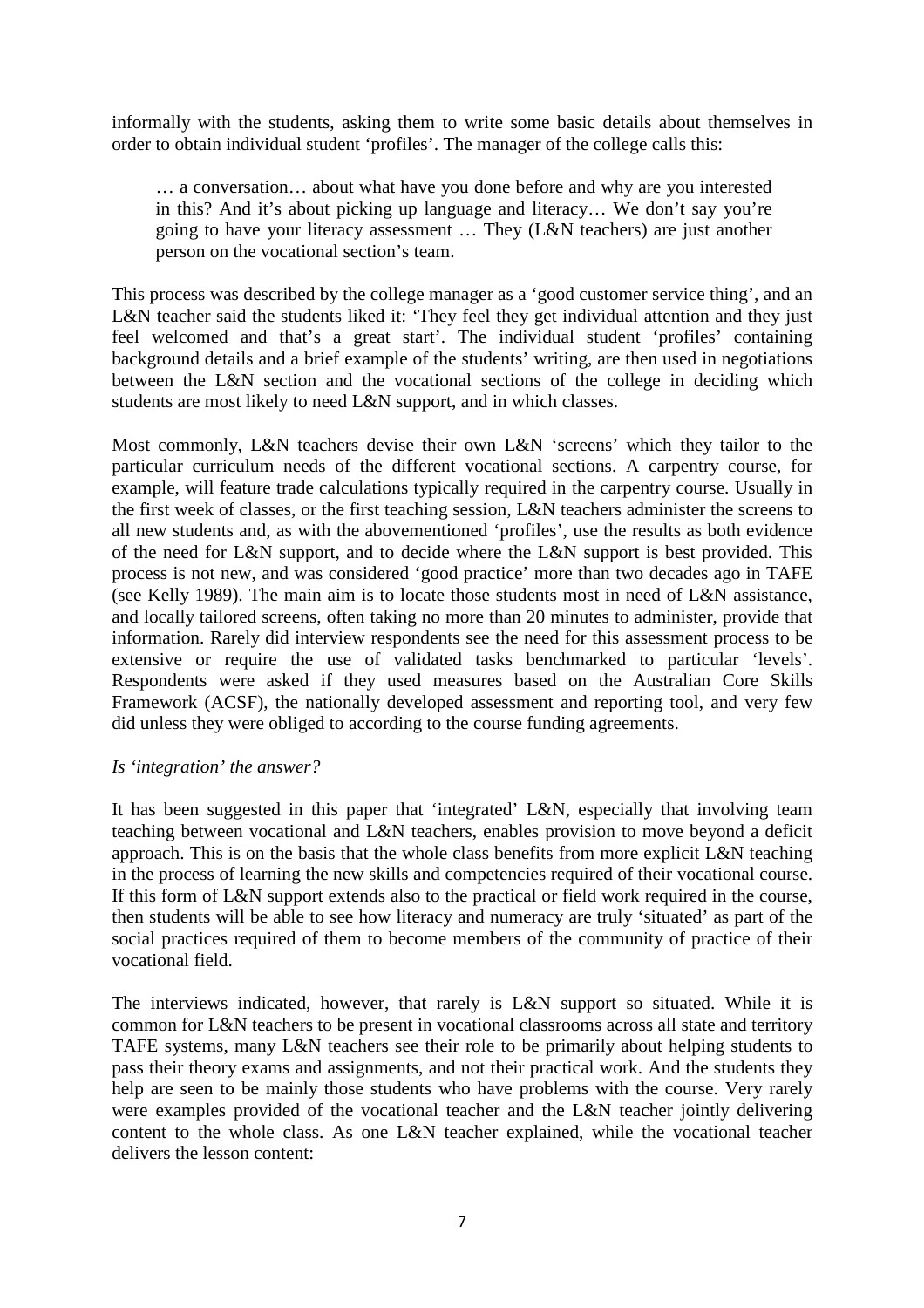informally with the students, asking them to write some basic details about themselves in order to obtain individual student 'profiles'. The manager of the college calls this:

> … a conversation… about what have you done before and why are you interested in this? And it's about picking up language and literacy… We don't say you're going to have your literacy assessment … They (L&N teachers) are just another person on the vocational section's team.

This process was described by the college manager as a 'good customer service thing', and an L&N teacher said the students liked it: 'They feel they get individual attention and they just feel welcomed and that's a great start'. The individual student 'profiles' containing background details and a brief example of the students' writing, are then used in negotiations between the L&N section and the vocational sections of the college in deciding which students are most likely to need L&N support, and in which classes.

Most commonly, L&N teachers devise their own L&N 'screens' which they tailor to the particular curriculum needs of the different vocational sections. A carpentry course, for example, will feature trade calculations typically required in the carpentry course. Usually in the first week of classes, or the first teaching session, L&N teachers administer the screens to all new students and, as with the abovementioned 'profiles', use the results as both evidence of the need for L&N support, and to decide where the L&N support is best provided. This process is not new, and was considered 'good practice' more than two decades ago in TAFE (see Kelly 1989). The main aim is to locate those students most in need of L&N assistance, and locally tailored screens, often taking no more than 20 minutes to administer, provide that information. Rarely did interview respondents see the need for this assessment process to be extensive or require the use of validated tasks benchmarked to particular 'levels'. Respondents were asked if they used measures based on the Australian Core Skills Framework (ACSF), the nationally developed assessment and reporting tool, and very few did unless they were obliged to according to the course funding agreements.

*Is 'integration' the answer?*

It has been suggested in this paper that 'integrated' L&N, especially that involving team teaching between vocational and L&N teachers, enables provision to move beyond a deficit approach. This is on the basis that the whole class benefits from more explicit L&N teaching in the process of learning the new skills and competencies required of their vocational course. If this form of L&N support extends also to the practical or field work required in the course, then students will be able to see how literacy and numeracy are truly 'situated' as part of the social practices required of them to become members of the community of practice of their vocational field.

The interviews indicated, however, that rarely is L&N support so situated. While it is common for L&N teachers to be present in vocational classrooms across all state and territory TAFE systems, many L&N teachers see their role to be primarily about helping students to pass their theory exams and assignments, and not their practical work. And the students they help are seen to be mainly those students who have problems with the course. Very rarely were examples provided of the vocational teacher and the L&N teacher jointly delivering content to the whole class. As one L&N teacher explained, while the vocational teacher delivers the lesson content: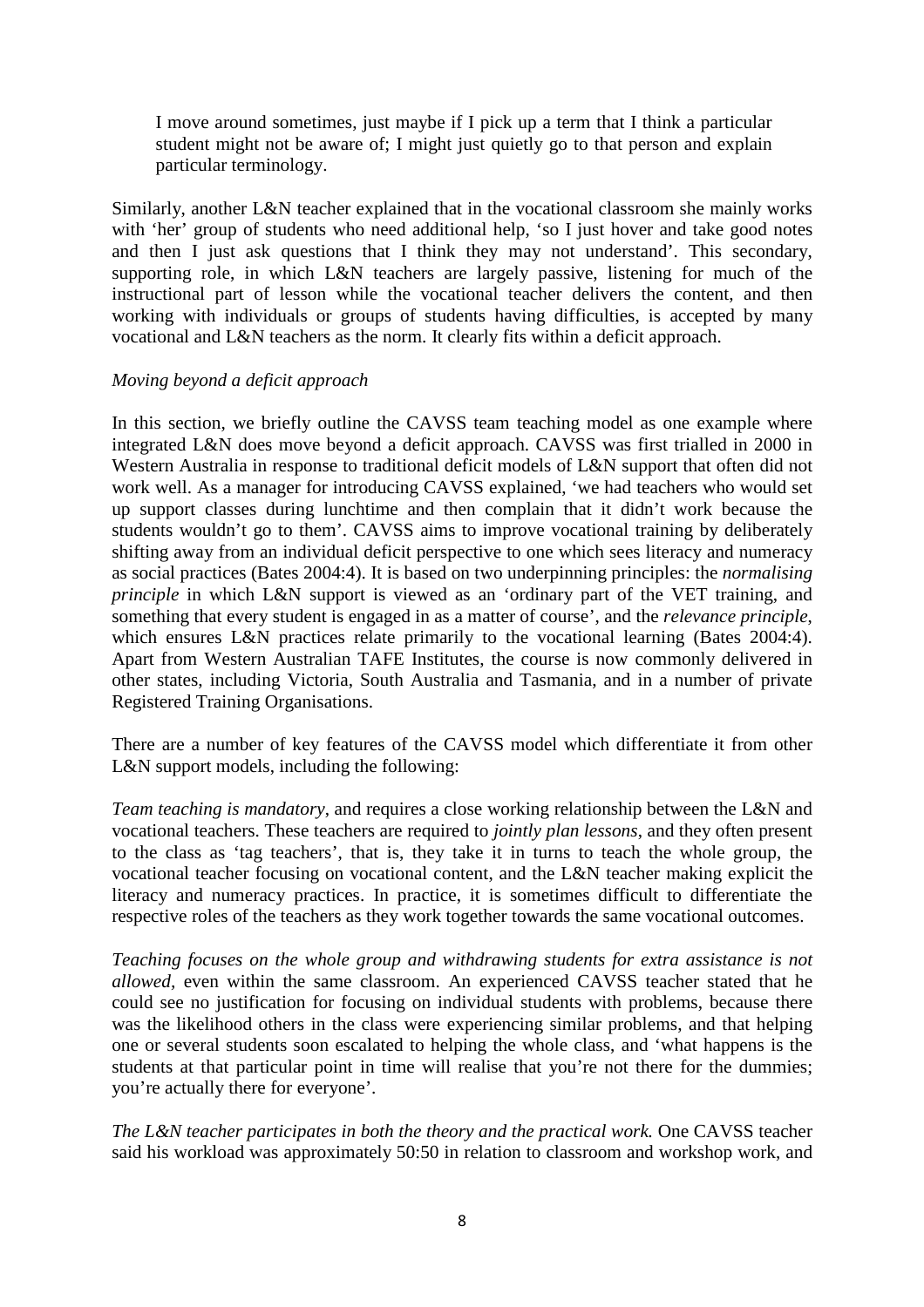> I move around sometimes, just maybe if I pick up a term that I think a particular student might not be aware of; I might just quietly go to that person and explain particular terminology.

Similarly, another L&N teacher explained that in the vocational classroom she mainly works with 'her' group of students who need additional help, 'so I just hover and take good notes and then I just ask questions that I think they may not understand'. This secondary, supporting role, in which L&N teachers are largely passive, listening for much of the instructional part of lesson while the vocational teacher delivers the content, and then working with individuals or groups of students having difficulties, is accepted by many vocational and L&N teachers as the norm. It clearly fits within a deficit approach.

*Moving beyond a deficit approach*

In this section, we briefly outline the CAVSS team teaching model as one example where integrated L&N does move beyond a deficit approach. CAVSS was first trialled in 2000 in Western Australia in response to traditional deficit models of L&N support that often did not work well. As a manager for introducing CAVSS explained, 'we had teachers who would set up support classes during lunchtime and then complain that it didn't work because the students wouldn't go to them'. CAVSS aims to improve vocational training by deliberately shifting away from an individual deficit perspective to one which sees literacy and numeracy as social practices (Bates 2004:4). It is based on two underpinning principles: the *normalising principle* in which L&N support is viewed as an 'ordinary part of the VET training, and something that every student is engaged in as a matter of course', and the *relevance principle*, which ensures L&N practices relate primarily to the vocational learning (Bates 2004:4). Apart from Western Australian TAFE Institutes, the course is now commonly delivered in other states, including Victoria, South Australia and Tasmania, and in a number of private Registered Training Organisations.

There are a number of key features of the CAVSS model which differentiate it from other L&N support models, including the following:

*Team teaching is mandatory*, and requires a close working relationship between the L&N and vocational teachers. These teachers are required to *jointly plan lessons*, and they often present to the class as 'tag teachers', that is, they take it in turns to teach the whole group, the vocational teacher focusing on vocational content, and the L&N teacher making explicit the literacy and numeracy practices. In practice, it is sometimes difficult to differentiate the respective roles of the teachers as they work together towards the same vocational outcomes.

*Teaching focuses on the whole group and withdrawing students for extra assistance is not allowed*, even within the same classroom. An experienced CAVSS teacher stated that he could see no justification for focusing on individual students with problems, because there was the likelihood others in the class were experiencing similar problems, and that helping one or several students soon escalated to helping the whole class, and 'what happens is the students at that particular point in time will realise that you're not there for the dummies; you're actually there for everyone'.

*The L&N teacher participates in both the theory and the practical work.* One CAVSS teacher said his workload was approximately 50:50 in relation to classroom and workshop work, and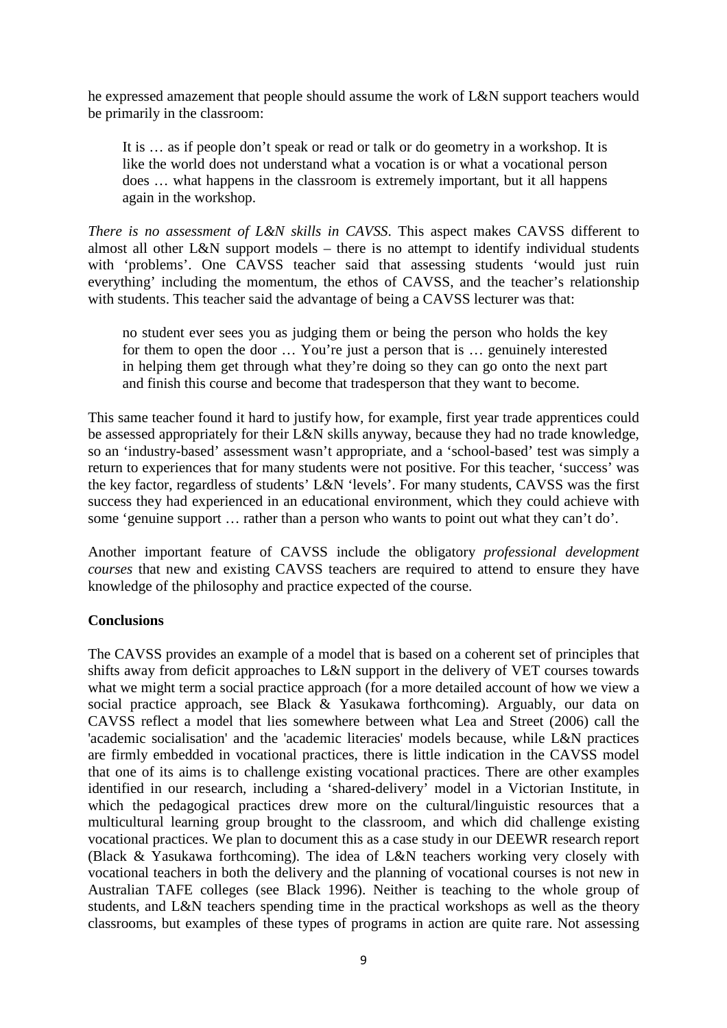he expressed amazement that people should assume the work of L&N support teachers would be primarily in the classroom:

> It is … as if people don't speak or read or talk or do geometry in a workshop. It is like the world does not understand what a vocation is or what a vocational person does … what happens in the classroom is extremely important, but it all happens again in the workshop.

*There is no assessment of L&N skills in CAVSS*. This aspect makes CAVSS different to almost all other L&N support models – there is no attempt to identify individual students with 'problems'. One CAVSS teacher said that assessing students 'would just ruin everything' including the momentum, the ethos of CAVSS, and the teacher's relationship with students. This teacher said the advantage of being a CAVSS lecturer was that:

> no student ever sees you as judging them or being the person who holds the key for them to open the door … You're just a person that is … genuinely interested in helping them get through what they're doing so they can go onto the next part and finish this course and become that tradesperson that they want to become.

This same teacher found it hard to justify how, for example, first year trade apprentices could be assessed appropriately for their L&N skills anyway, because they had no trade knowledge, so an 'industry-based' assessment wasn't appropriate, and a 'school-based' test was simply a return to experiences that for many students were not positive. For this teacher, 'success' was the key factor, regardless of students' L&N 'levels'. For many students, CAVSS was the first success they had experienced in an educational environment, which they could achieve with some 'genuine support … rather than a person who wants to point out what they can't do'.

Another important feature of CAVSS include the obligatory *professional development courses* that new and existing CAVSS teachers are required to attend to ensure they have knowledge of the philosophy and practice expected of the course.

**Conclusions**

The CAVSS provides an example of a model that is based on a coherent set of principles that shifts away from deficit approaches to L&N support in the delivery of VET courses towards what we might term a social practice approach (for a more detailed account of how we view a social practice approach, see Black & Yasukawa forthcoming). Arguably, our data on CAVSS reflect a model that lies somewhere between what Lea and Street (2006) call the 'academic socialisation' and the 'academic literacies' models because, while L&N practices are firmly embedded in vocational practices, there is little indication in the CAVSS model that one of its aims is to challenge existing vocational practices. There are other examples identified in our research, including a 'shared-delivery' model in a Victorian Institute, in which the pedagogical practices drew more on the cultural/linguistic resources that a multicultural learning group brought to the classroom, and which did challenge existing vocational practices. We plan to document this as a case study in our DEEWR research report (Black & Yasukawa forthcoming). The idea of L&N teachers working very closely with vocational teachers in both the delivery and the planning of vocational courses is not new in Australian TAFE colleges (see Black 1996). Neither is teaching to the whole group of students, and L&N teachers spending time in the practical workshops as well as the theory classrooms, but examples of these types of programs in action are quite rare. Not assessing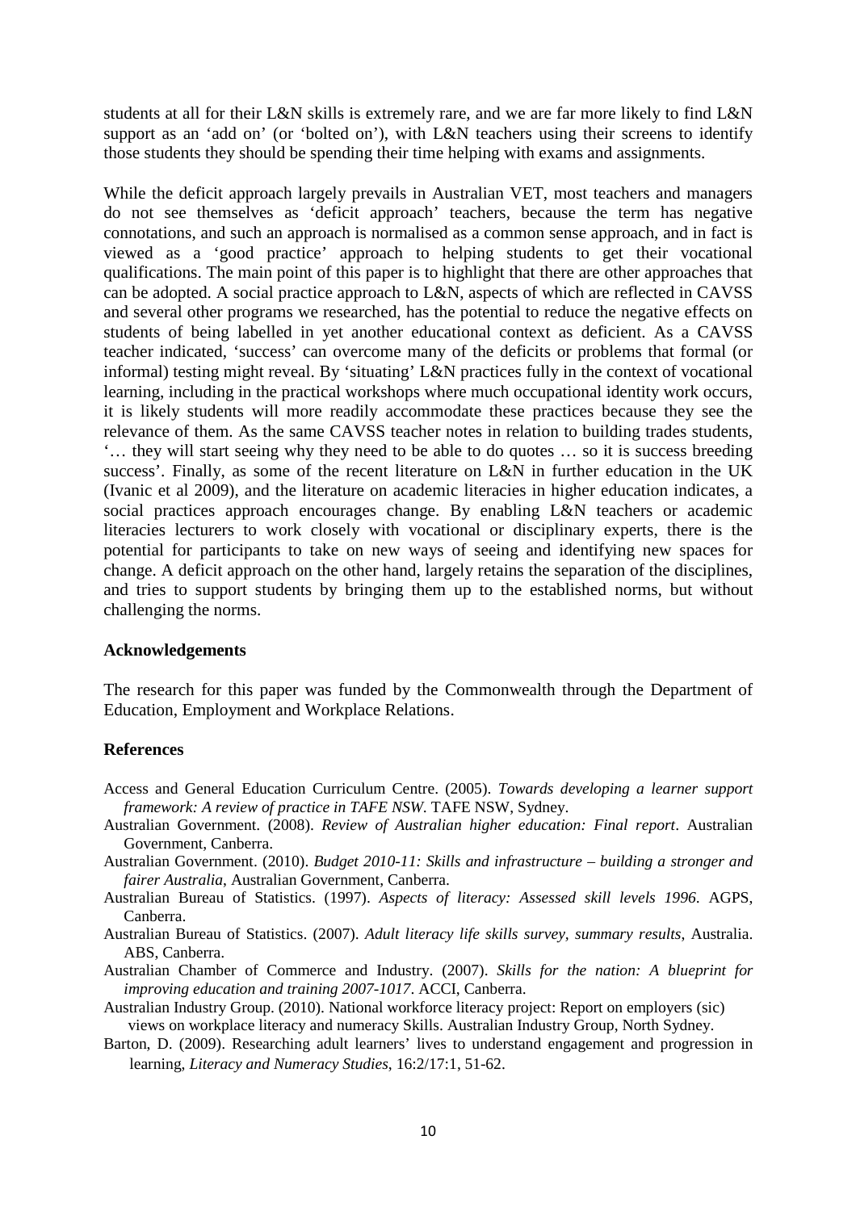students at all for their L&N skills is extremely rare, and we are far more likely to find L&N support as an 'add on' (or 'bolted on'), with L&N teachers using their screens to identify those students they should be spending their time helping with exams and assignments.

While the deficit approach largely prevails in Australian VET, most teachers and managers do not see themselves as 'deficit approach' teachers, because the term has negative connotations, and such an approach is normalised as a common sense approach, and in fact is viewed as a 'good practice' approach to helping students to get their vocational qualifications. The main point of this paper is to highlight that there are other approaches that can be adopted. A social practice approach to L&N, aspects of which are reflected in CAVSS and several other programs we researched, has the potential to reduce the negative effects on students of being labelled in yet another educational context as deficient. As a CAVSS teacher indicated, 'success' can overcome many of the deficits or problems that formal (or informal) testing might reveal. By 'situating' L&N practices fully in the context of vocational learning, including in the practical workshops where much occupational identity work occurs, it is likely students will more readily accommodate these practices because they see the relevance of them. As the same CAVSS teacher notes in relation to building trades students, '… they will start seeing why they need to be able to do quotes … so it is success breeding success'. Finally, as some of the recent literature on L&N in further education in the UK (Ivanic et al 2009), and the literature on academic literacies in higher education indicates, a social practices approach encourages change. By enabling L&N teachers or academic literacies lecturers to work closely with vocational or disciplinary experts, there is the potential for participants to take on new ways of seeing and identifying new spaces for change. A deficit approach on the other hand, largely retains the separation of the disciplines, and tries to support students by bringing them up to the established norms, but without challenging the norms.

## Acknowledgements

The research for this paper was funded by the Commonwealth through the Department of Education, Employment and Workplace Relations.

## References

Access and General Education Curriculum Centre. (2005). *Towards developing a learner support framework: A review of practice in TAFE NSW*. TAFE NSW, Sydney.

Australian Government. (2008). *Review of Australian higher education: Final report*. Australian Government, Canberra.

Australian Government. (2010). *Budget 2010-11: Skills and infrastructure – building a stronger and fairer Australia*, Australian Government, Canberra.

Australian Bureau of Statistics. (1997). *Aspects of literacy: Assessed skill levels 1996*. AGPS, Canberra.

Australian Bureau of Statistics. (2007). *Adult literacy life skills survey, summary results*, Australia. ABS, Canberra.

Australian Chamber of Commerce and Industry. (2007). *Skills for the nation: A blueprint for improving education and training 2007-1017*. ACCI, Canberra.

Australian Industry Group. (2010). National workforce literacy project: Report on employers (sic) views on workplace literacy and numeracy Skills. Australian Industry Group, North Sydney.

Barton, D. (2009). Researching adult learners' lives to understand engagement and progression in learning, *Literacy and Numeracy Studies*, 16:2/17:1, 51-62.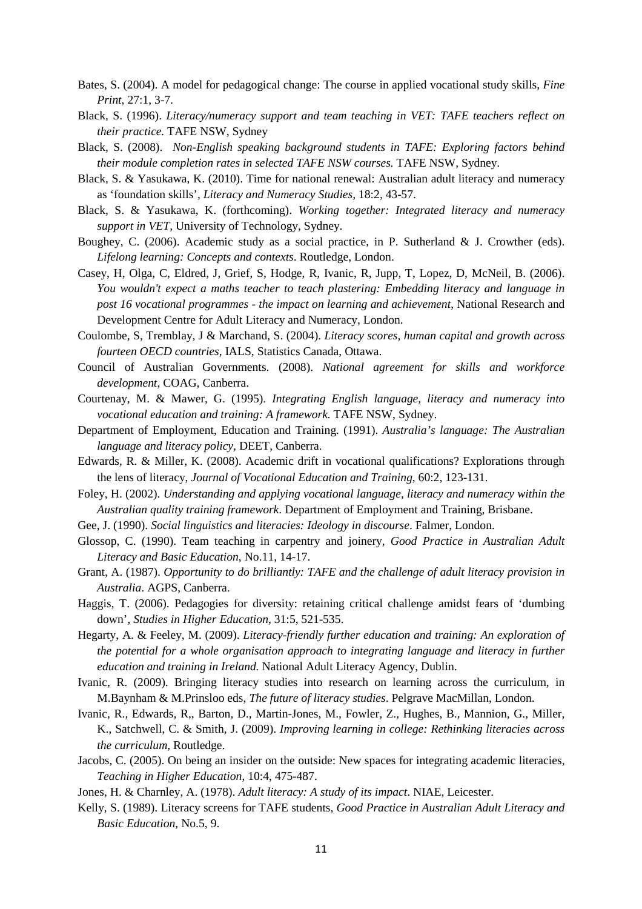Bates, S. (2004). A model for pedagogical change: The course in applied vocational study skills, *Fine Print*, 27:1, 3-7.

Black, S. (1996). *Literacy/numeracy support and team teaching in VET: TAFE teachers reflect on their practice.* TAFE NSW, Sydney

Black, S. (2008). *Non-English speaking background students in TAFE: Exploring factors behind their module completion rates in selected TAFE NSW courses.* TAFE NSW, Sydney.

Black, S. & Yasukawa, K. (2010). Time for national renewal: Australian adult literacy and numeracy as 'foundation skills', *Literacy and Numeracy Studies,* 18:2, 43-57.

Black, S. & Yasukawa, K. (forthcoming). *Working together: Integrated literacy and numeracy support in VET*, University of Technology, Sydney.

Boughey, C. (2006). Academic study as a social practice, in P. Sutherland & J. Crowther (eds). *Lifelong learning: Concepts and contexts*. Routledge, London.

Casey, H, Olga, C, Eldred, J, Grief, S, Hodge, R, Ivanic, R, Jupp, T, Lopez, D, McNeil, B. (2006). *You wouldn't expect a maths teacher to teach plastering: Embedding literacy and language in post 16 vocational programmes - the impact on learning and achievement*, National Research and Development Centre for Adult Literacy and Numeracy, London.

Coulombe, S, Tremblay, J & Marchand, S. (2004). *Literacy scores, human capital and growth across fourteen OECD countries*, IALS, Statistics Canada, Ottawa.

Council of Australian Governments. (2008). *National agreement for skills and workforce development*, COAG, Canberra.

Courtenay, M. & Mawer, G. (1995). *Integrating English language, literacy and numeracy into vocational education and training: A framework.* TAFE NSW, Sydney.

Department of Employment, Education and Training. (1991). *Australia's language: The Australian language and literacy policy*, DEET, Canberra.

Edwards, R. & Miller, K. (2008). Academic drift in vocational qualifications? Explorations through the lens of literacy, *Journal of Vocational Education and Training*, 60:2, 123-131.

Foley, H. (2002). *Understanding and applying vocational language, literacy and numeracy within the Australian quality training framework*. Department of Employment and Training, Brisbane.

Gee, J. (1990). *Social linguistics and literacies: Ideology in discourse*. Falmer, London.

Glossop, C. (1990). Team teaching in carpentry and joinery, *Good Practice in Australian Adult Literacy and Basic Education*, No.11, 14-17.

Grant, A. (1987). *Opportunity to do brilliantly: TAFE and the challenge of adult literacy provision in Australia*. AGPS, Canberra.

Haggis, T. (2006). Pedagogies for diversity: retaining critical challenge amidst fears of 'dumbing down', *Studies in Higher Education*, 31:5, 521-535.

Hegarty, A. & Feeley, M. (2009). *Literacy-friendly further education and training: An exploration of the potential for a whole organisation approach to integrating language and literacy in further education and training in Ireland.* National Adult Literacy Agency, Dublin.

Ivanic, R. (2009). Bringing literacy studies into research on learning across the curriculum, in M.Baynham & M.Prinsloo eds, *The future of literacy studies*. Pelgrave MacMillan, London.

Ivanic, R., Edwards, R,, Barton, D., Martin-Jones, M., Fowler, Z., Hughes, B., Mannion, G., Miller, K., Satchwell, C. & Smith, J. (2009). *Improving learning in college: Rethinking literacies across the curriculum*, Routledge.

Jacobs, C. (2005). On being an insider on the outside: New spaces for integrating academic literacies, *Teaching in Higher Education*, 10:4, 475-487.

Jones, H. & Charnley, A. (1978). *Adult literacy: A study of its impact*. NIAE, Leicester.

Kelly, S. (1989). Literacy screens for TAFE students, *Good Practice in Australian Adult Literacy and Basic Education*, No.5, 9.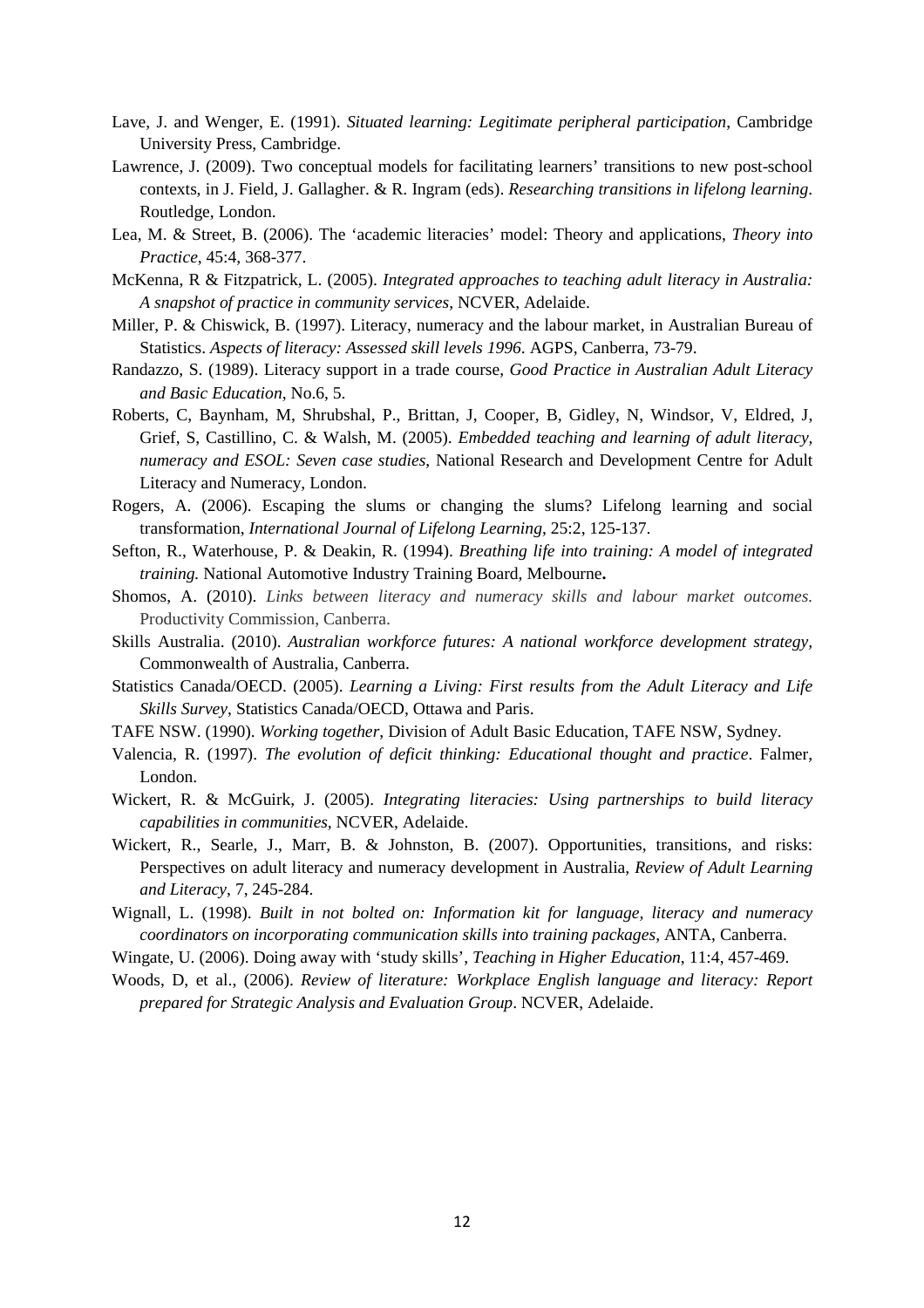Lave, J. and Wenger, E. (1991). *Situated learning: Legitimate peripheral participation*, Cambridge University Press, Cambridge.

Lawrence, J. (2009). Two conceptual models for facilitating learners' transitions to new post-school contexts, in J. Field, J. Gallagher. & R. Ingram (eds). *Researching transitions in lifelong learning*. Routledge, London.

Lea, M. & Street, B. (2006). The 'academic literacies' model: Theory and applications, *Theory into Practice*, 45:4, 368-377.

McKenna, R & Fitzpatrick, L. (2005). *Integrated approaches to teaching adult literacy in Australia: A snapshot of practice in community services*, NCVER, Adelaide.

Miller, P. & Chiswick, B. (1997). Literacy, numeracy and the labour market, in Australian Bureau of Statistics. *Aspects of literacy: Assessed skill levels 1996*. AGPS, Canberra, 73-79.

Randazzo, S. (1989). Literacy support in a trade course, *Good Practice in Australian Adult Literacy and Basic Education*, No.6, 5.

Roberts, C, Baynham, M, Shrubshal, P., Brittan, J, Cooper, B, Gidley, N, Windsor, V, Eldred, J, Grief, S, Castillino, C. & Walsh, M. (2005). *Embedded teaching and learning of adult literacy, numeracy and ESOL: Seven case studies*, National Research and Development Centre for Adult Literacy and Numeracy, London.

Rogers, A. (2006). Escaping the slums or changing the slums? Lifelong learning and social transformation, *International Journal of Lifelong Learning*, 25:2, 125-137.

Sefton, R., Waterhouse, P. & Deakin, R. (1994). *Breathing life into training: A model of integrated training.* National Automotive Industry Training Board, Melbourne**.**

Shomos, A. (2010). *Links between literacy and numeracy skills and labour market outcomes.* Productivity Commission, Canberra.

Skills Australia. (2010). *Australian workforce futures: A national workforce development strategy*, Commonwealth of Australia, Canberra.

Statistics Canada/OECD. (2005). *Learning a Living: First results from the Adult Literacy and Life Skills Survey*, Statistics Canada/OECD, Ottawa and Paris.

TAFE NSW. (1990). *Working together*, Division of Adult Basic Education, TAFE NSW, Sydney.

Valencia, R. (1997). *The evolution of deficit thinking: Educational thought and practice*. Falmer, London.

Wickert, R. & McGuirk, J. (2005). *Integrating literacies: Using partnerships to build literacy capabilities in communities*, NCVER, Adelaide.

Wickert, R., Searle, J., Marr, B. & Johnston, B. (2007). Opportunities, transitions, and risks: Perspectives on adult literacy and numeracy development in Australia, *Review of Adult Learning and Literacy*, 7, 245-284.

Wignall, L. (1998). *Built in not bolted on: Information kit for language, literacy and numeracy coordinators on incorporating communication skills into training packages*, ANTA, Canberra.

Wingate, U. (2006). Doing away with 'study skills', *Teaching in Higher Education*, 11:4, 457-469.

Woods, D, et al., (2006). *Review of literature: Workplace English language and literacy: Report prepared for Strategic Analysis and Evaluation Group*. NCVER, Adelaide.